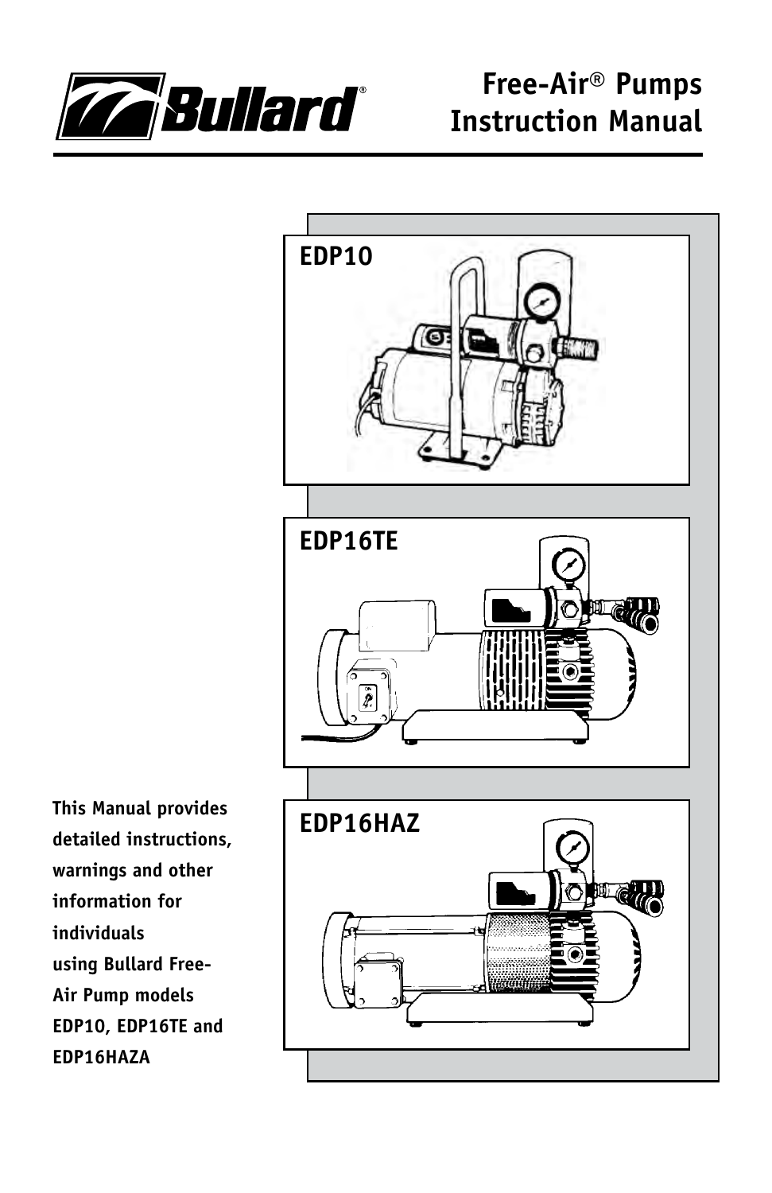Bullard

# Free-Air® Pumps Instruction Manual

EDP10

EDP16TE

EDP16HAZ

**This Manual provides detailed instructions, warnings and other information for individuals using Bullard Free-Air Pump models EDP10, EDP16TE and EDP16HAZA**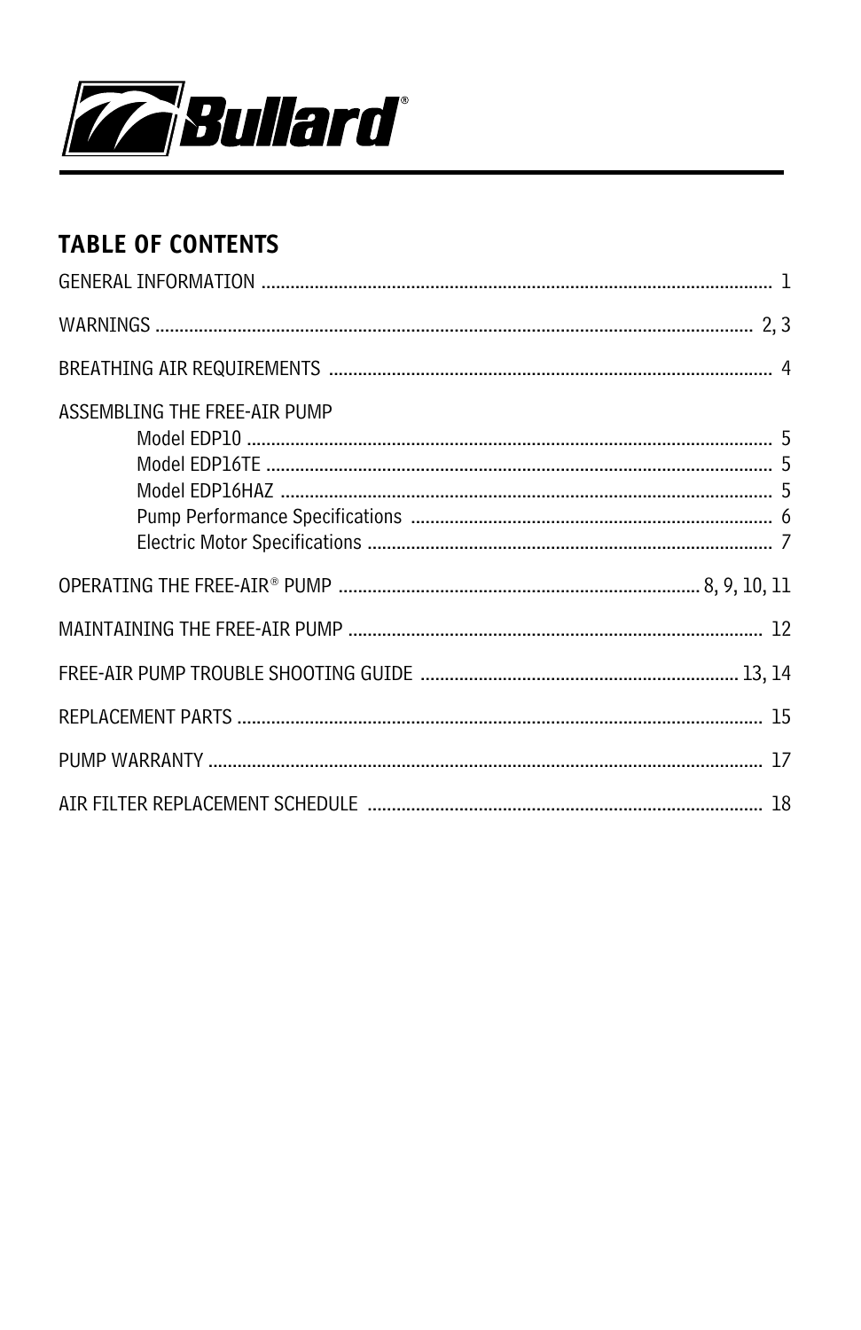## TABLE OF CONTENTS

GENERAL INFORMATION ........................................................................................................ 1

WARNINGS ........................................................................................................................ 2, 3

BREATHING AIR REQUIREMENTS ..................................................................................... 4

ASSEMBLING THE FREE-AIR PUMP

- Model EDP10 ........................................................................................................ 5
- Model EDP16TE ..................................................................................................... 5
- Model EDP16HAZ ................................................................................................... 5
- Pump Performance Specifications .......................................................................... 6
- Electric Motor Specifications .................................................................................. 7

OPERATING THE FREE-AIR® PUMP ........................................................................ 8, 9, 10, 11

MAINTAINING THE FREE-AIR PUMP ................................................................................. 12

FREE-AIR PUMP TROUBLE SHOOTING GUIDE ............................................................ 13, 14

REPLACEMENT PARTS ........................................................................................................ 15

PUMP WARRANTY .............................................................................................................. 17

AIR FILTER REPLACEMENT SCHEDULE ............................................................................. 18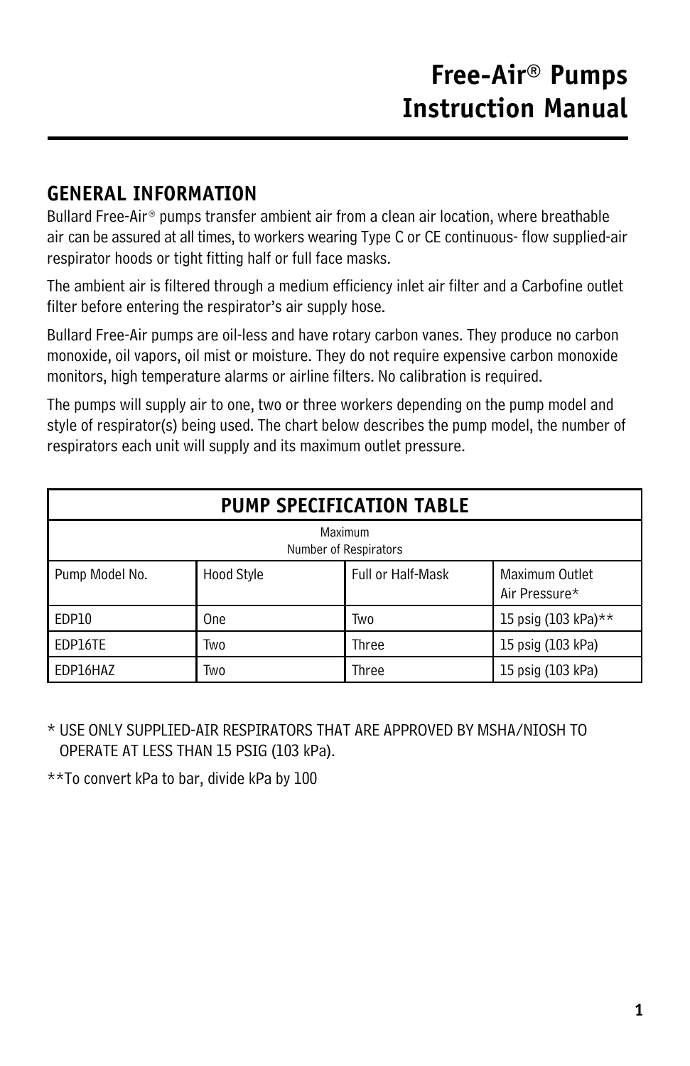# Free-Air® Pumps Instruction Manual

## GENERAL INFORMATION

Bullard Free-Air® pumps transfer ambient air from a clean air location, where breathable air can be assured at all times, to workers wearing Type C or CE continuous- flow supplied-air respirator hoods or tight fitting half or full face masks.

The ambient air is filtered through a medium efficiency inlet air filter and a Carbofine outlet filter before entering the respirator's air supply hose.

Bullard Free-Air pumps are oil-less and have rotary carbon vanes. They produce no carbon monoxide, oil vapors, oil mist or moisture. They do not require expensive carbon monoxide monitors, high temperature alarms or airline filters. No calibration is required.

The pumps will supply air to one, two or three workers depending on the pump model and style of respirator(s) being used. The chart below describes the pump model, the number of respirators each unit will supply and its maximum outlet pressure.

| PUMP SPECIFICATION TABLE | | | |
|---|---|---|---|
| | Maximum Number of Respirators | | |
| Pump Model No. | Hood Style | Full or Half-Mask | Maximum Outlet Air Pressure* |
| EDP10 | One | Two | 15 psig (103 kPa)** |
| EDP16TE | Two | Three | 15 psig (103 kPa) |
| EDP16HAZ | Two | Three | 15 psig (103 kPa) |

\* USE ONLY SUPPLIED-AIR RESPIRATORS THAT ARE APPROVED BY MSHA/NIOSH TO OPERATE AT LESS THAN 15 PSIG (103 kPa).

**To convert kPa to bar, divide kPa by 100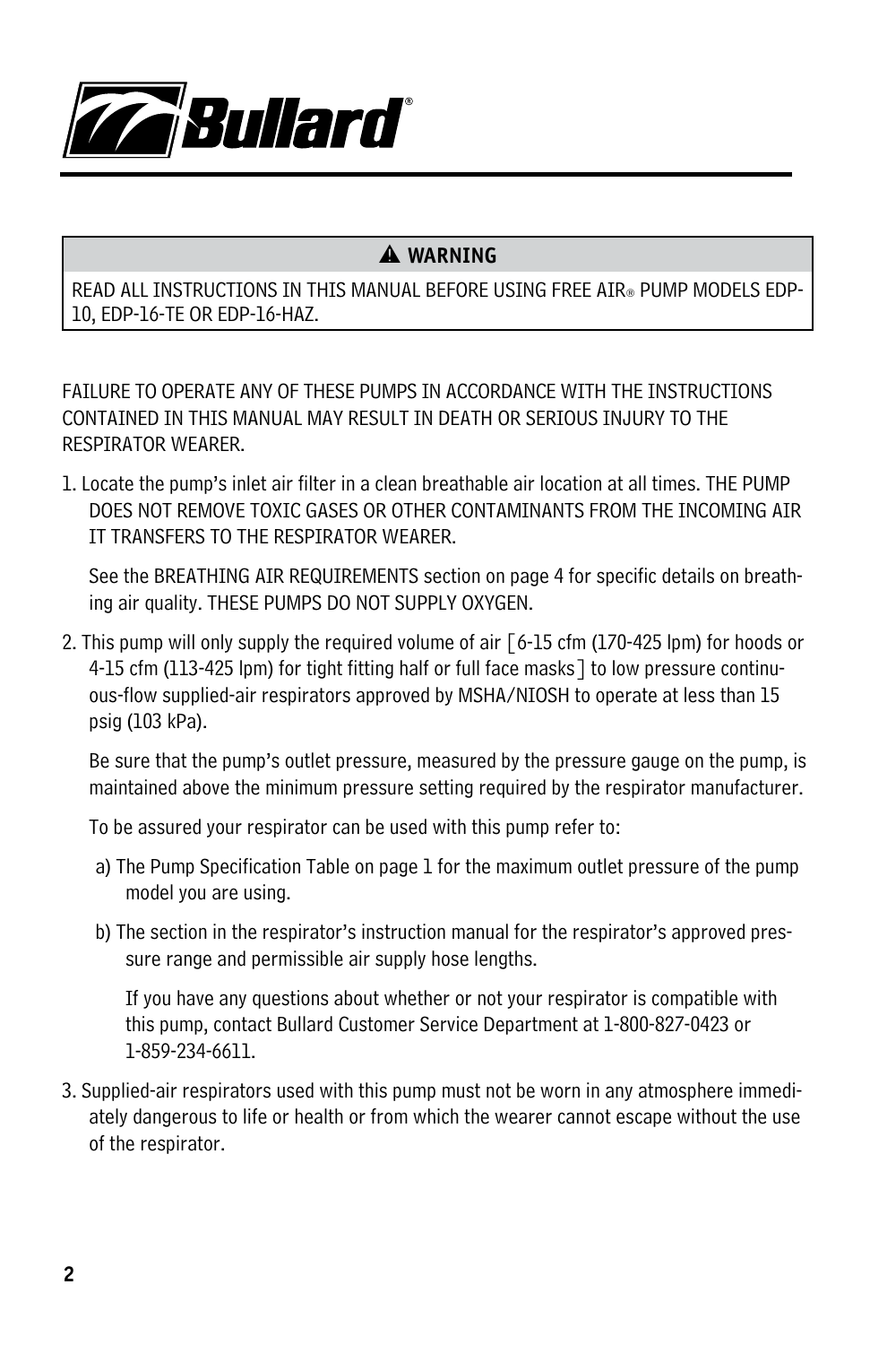**Bullard®**

| ⚠ WARNING |
| --- |
| READ ALL INSTRUCTIONS IN THIS MANUAL BEFORE USING FREE AIR® PUMP MODELS EDP-10, EDP-16-TE OR EDP-16-HAZ. |

FAILURE TO OPERATE ANY OF THESE PUMPS IN ACCORDANCE WITH THE INSTRUCTIONS CONTAINED IN THIS MANUAL MAY RESULT IN DEATH OR SERIOUS INJURY TO THE RESPIRATOR WEARER.

1. Locate the pump's inlet air filter in a clean breathable air location at all times. THE PUMP DOES NOT REMOVE TOXIC GASES OR OTHER CONTAMINANTS FROM THE INCOMING AIR IT TRANSFERS TO THE RESPIRATOR WEARER.

   See the BREATHING AIR REQUIREMENTS section on page 4 for specific details on breathing air quality. THESE PUMPS DO NOT SUPPLY OXYGEN.

2. This pump will only supply the required volume of air [6-15 cfm (170-425 lpm) for hoods or 4-15 cfm (113-425 lpm) for tight fitting half or full face masks] to low pressure continuous-flow supplied-air respirators approved by MSHA/NIOSH to operate at less than 15 psig (103 kPa).

   Be sure that the pump's outlet pressure, measured by the pressure gauge on the pump, is maintained above the minimum pressure setting required by the respirator manufacturer.

   To be assured your respirator can be used with this pump refer to:

   a) The Pump Specification Table on page 1 for the maximum outlet pressure of the pump model you are using.

   b) The section in the respirator's instruction manual for the respirator's approved pressure range and permissible air supply hose lengths.

      If you have any questions about whether or not your respirator is compatible with this pump, contact Bullard Customer Service Department at 1-800-827-0423 or 1-859-234-6611.

3. Supplied-air respirators used with this pump must not be worn in any atmosphere immediately dangerous to life or health or from which the wearer cannot escape without the use of the respirator.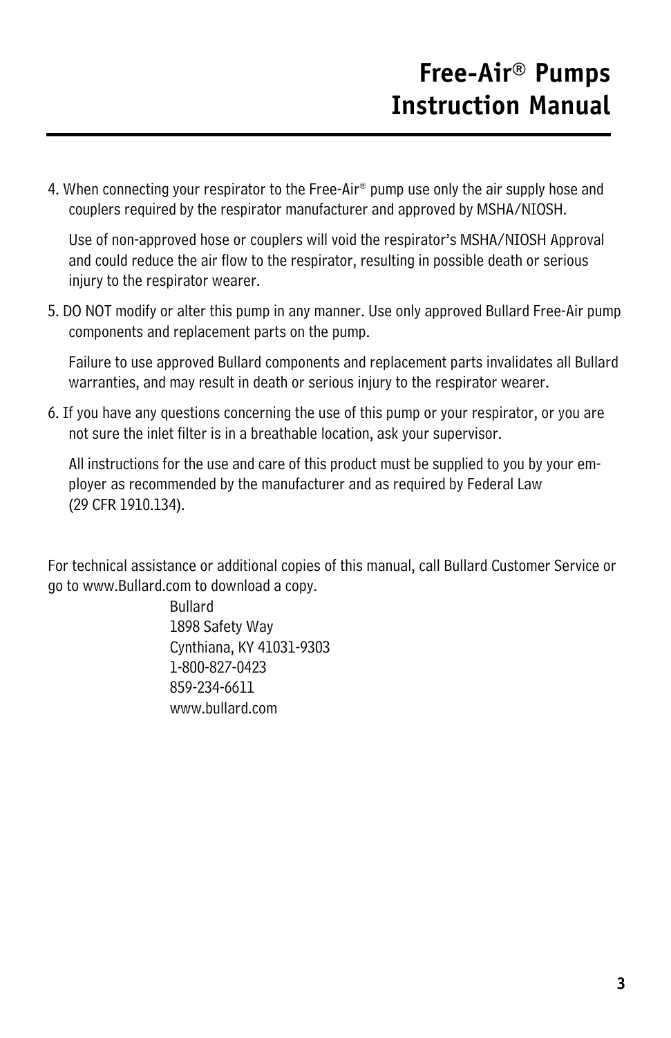4. When connecting your respirator to the Free-Air® pump use only the air supply hose and couplers required by the respirator manufacturer and approved by MSHA/NIOSH.

   Use of non-approved hose or couplers will void the respirator's MSHA/NIOSH Approval and could reduce the air flow to the respirator, resulting in possible death or serious injury to the respirator wearer.

5. DO NOT modify or alter this pump in any manner. Use only approved Bullard Free-Air pump components and replacement parts on the pump.

   Failure to use approved Bullard components and replacement parts invalidates all Bullard warranties, and may result in death or serious injury to the respirator wearer.

6. If you have any questions concerning the use of this pump or your respirator, or you are not sure the inlet filter is in a breathable location, ask your supervisor.

   All instructions for the use and care of this product must be supplied to you by your employer as recommended by the manufacturer and as required by Federal Law (29 CFR 1910.134).

For technical assistance or additional copies of this manual, call Bullard Customer Service or go to www.Bullard.com to download a copy.

Bullard
1898 Safety Way
Cynthiana, KY 41031-9303
1-800-827-0423
859-234-6611
www.bullard.com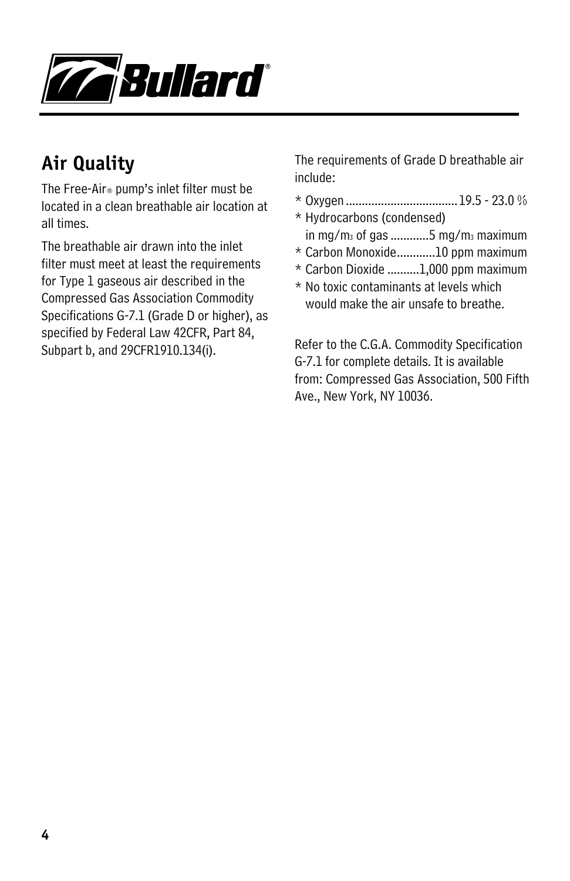## Air Quality

The Free-Air® pump's inlet filter must be located in a clean breathable air location at all times.

The breathable air drawn into the inlet filter must meet at least the requirements for Type 1 gaseous air described in the Compressed Gas Association Commodity Specifications G-7.1 (Grade D or higher), as specified by Federal Law 42CFR, Part 84, Subpart b, and 29CFR1910.134(i).

The requirements of Grade D breathable air include:

* Oxygen ................................... 19.5 - 23.0 %
* Hydrocarbons (condensed) in mg/$m^3$ of gas ............5 mg/$m^3$ maximum
* Carbon Monoxide............10 ppm maximum
* Carbon Dioxide ..........1,000 ppm maximum
* No toxic contaminants at levels which would make the air unsafe to breathe.

Refer to the C.G.A. Commodity Specification G-7.1 for complete details. It is available from: Compressed Gas Association, 500 Fifth Ave., New York, NY 10036.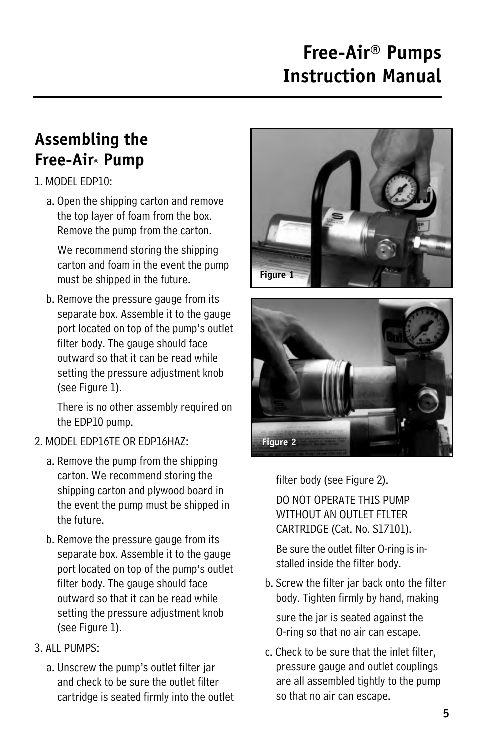## Assembling the Free-Air® Pump

1. MODEL EDP10:

   a. Open the shipping carton and remove the top layer of foam from the box. Remove the pump from the carton.

      We recommend storing the shipping carton and foam in the event the pump must be shipped in the future.

   b. Remove the pressure gauge from its separate box. Assemble it to the gauge port located on top of the pump's outlet filter body. The gauge should face outward so that it can be read while setting the pressure adjustment knob (see Figure 1).

      There is no other assembly required on the EDP10 pump.

2. MODEL EDP16TE OR EDP16HAZ:

   a. Remove the pump from the shipping carton. We recommend storing the shipping carton and plywood board in the event the pump must be shipped in the future.

   b. Remove the pressure gauge from its separate box. Assemble it to the gauge port located on top of the pump's outlet filter body. The gauge should face outward so that it can be read while setting the pressure adjustment knob (see Figure 1).

3. ALL PUMPS:

   a. Unscrew the pump's outlet filter jar and check to be sure the outlet filter cartridge is seated firmly into the outlet filter body (see Figure 2).

      DO NOT OPERATE THIS PUMP WITHOUT AN OUTLET FILTER CARTRIDGE (Cat. No. S17101).

      Be sure the outlet filter O-ring is installed inside the filter body.

   b. Screw the filter jar back onto the filter body. Tighten firmly by hand, making sure the jar is seated against the O-ring so that no air can escape.

   c. Check to be sure that the inlet filter, pressure gauge and outlet couplings are all assembled tightly to the pump so that no air can escape.

Figure 1

Figure 2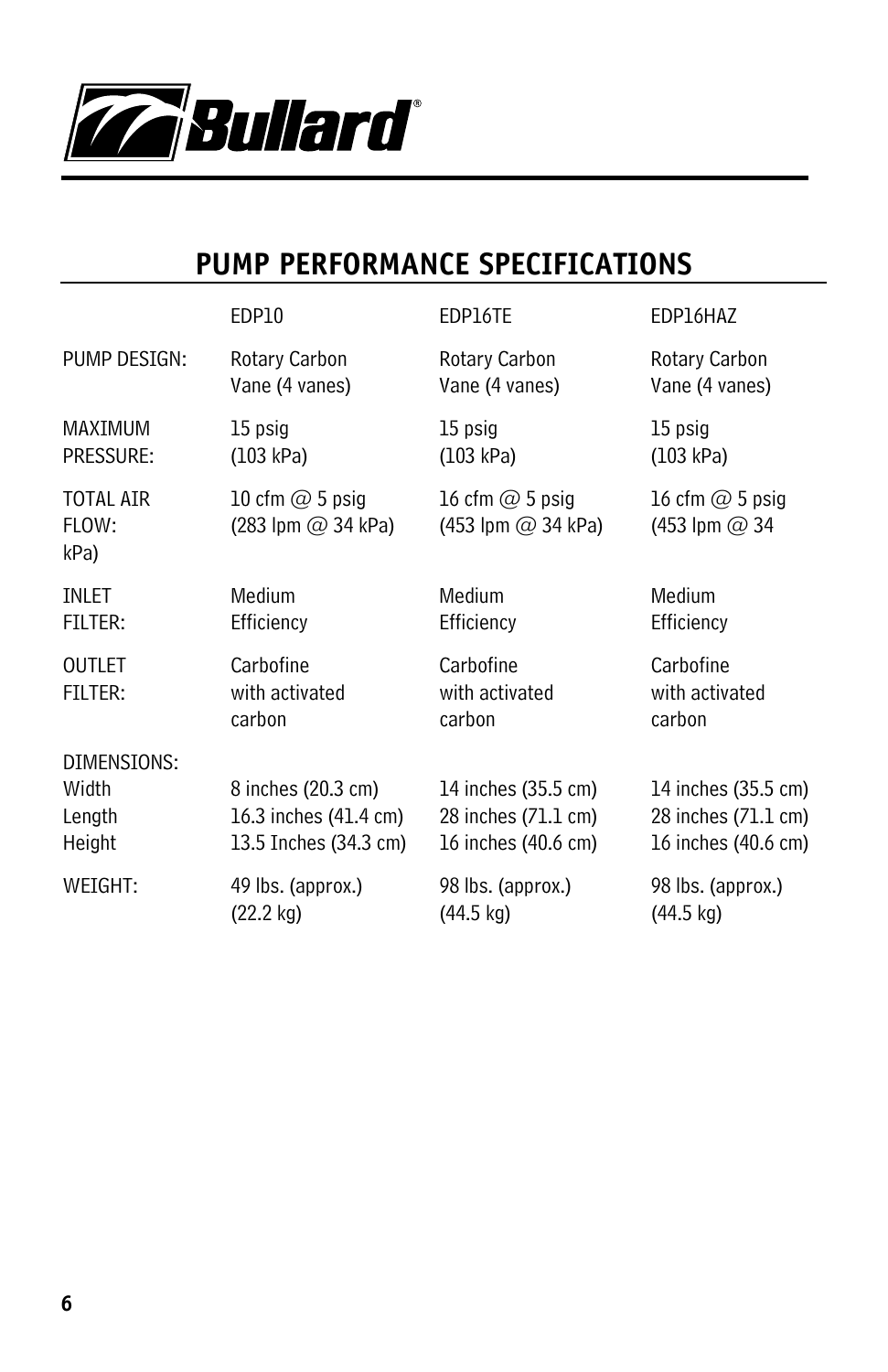## PUMP PERFORMANCE SPECIFICATIONS

| | EDP10 | EDP16TE | EDP16HAZ |
|---|---|---|---|
| PUMP DESIGN: | Rotary Carbon Vane (4 vanes) | Rotary Carbon Vane (4 vanes) | Rotary Carbon Vane (4 vanes) |
| MAXIMUM PRESSURE: | 15 psig (103 kPa) | 15 psig (103 kPa) | 15 psig (103 kPa) |
| TOTAL AIR FLOW: | 10 cfm @ 5 psig (283 lpm @ 34 kPa) | 16 cfm @ 5 psig (453 lpm @ 34 kPa) | 16 cfm @ 5 psig (453 lpm @ 34 kPa) |
| INLET FILTER: | Medium Efficiency | Medium Efficiency | Medium Efficiency |
| OUTLET FILTER: | Carbofine with activated carbon | Carbofine with activated carbon | Carbofine with activated carbon |
| DIMENSIONS: | | | |
| Width | 8 inches (20.3 cm) | 14 inches (35.5 cm) | 14 inches (35.5 cm) |
| Length | 16.3 inches (41.4 cm) | 28 inches (71.1 cm) | 28 inches (71.1 cm) |
| Height | 13.5 Inches (34.3 cm) | 16 inches (40.6 cm) | 16 inches (40.6 cm) |
| WEIGHT: | 49 lbs. (approx.) (22.2 kg) | 98 lbs. (approx.) (44.5 kg) | 98 lbs. (approx.) (44.5 kg) |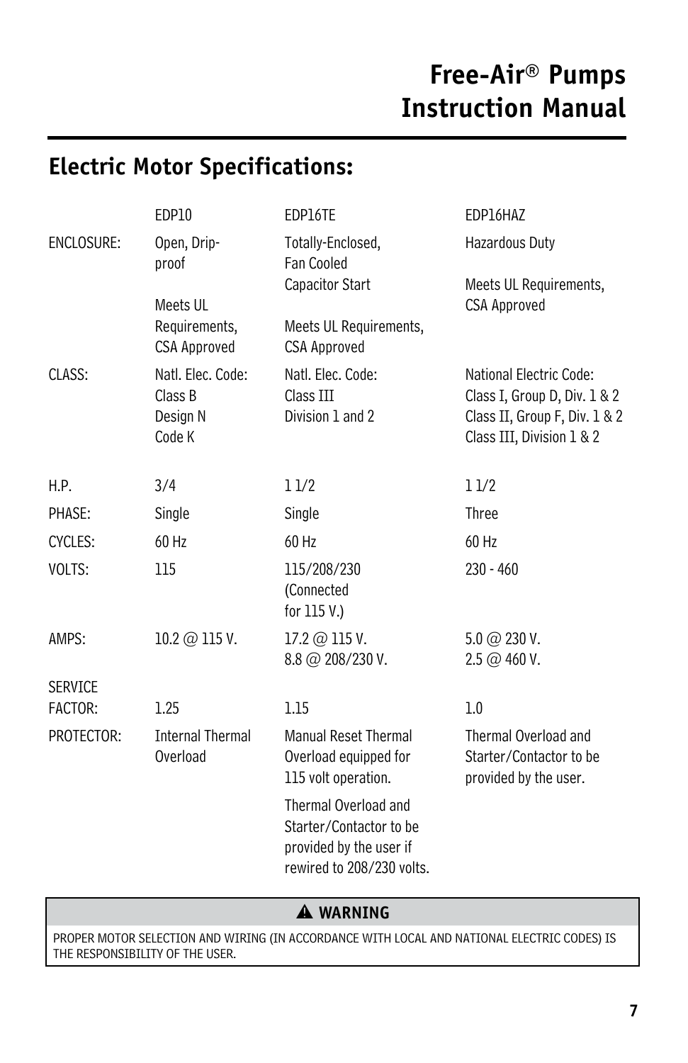## Electric Motor Specifications:

| | EDP10 | EDP16TE | EDP16HAZ |
|---|---|---|---|
| ENCLOSURE: | Open, Drip-proof<br><br>Meets UL Requirements, CSA Approved | Totally-Enclosed, Fan Cooled<br>Capacitor Start<br><br>Meets UL Requirements, CSA Approved | Hazardous Duty<br><br>Meets UL Requirements, CSA Approved |
| CLASS: | Natl. Elec. Code:<br>Class B<br>Design N<br>Code K | Natl. Elec. Code:<br>Class III<br>Division 1 and 2 | National Electric Code:<br>Class I, Group D, Div. 1 & 2<br>Class II, Group F, Div. 1 & 2<br>Class III, Division 1 & 2 |
| H.P. | 3/4 | 1 1/2 | 1 1/2 |
| PHASE: | Single | Single | Three |
| CYCLES: | 60 Hz | 60 Hz | 60 Hz |
| VOLTS: | 115 | 115/208/230 (Connected for 115 V.) | 230 - 460 |
| AMPS: | 10.2 @ 115 V. | 17.2 @ 115 V.<br>8.8 @ 208/230 V. | 5.0 @ 230 V.<br>2.5 @ 460 V. |
| SERVICE FACTOR: | 1.25 | 1.15 | 1.0 |
| PROTECTOR: | Internal Thermal Overload | Manual Reset Thermal Overload equipped for 115 volt operation.<br><br>Thermal Overload and Starter/Contactor to be provided by the user if rewired to 208/230 volts. | Thermal Overload and Starter/Contactor to be provided by the user. |

**⚠ WARNING**

PROPER MOTOR SELECTION AND WIRING (IN ACCORDANCE WITH LOCAL AND NATIONAL ELECTRIC CODES) IS THE RESPONSIBILITY OF THE USER.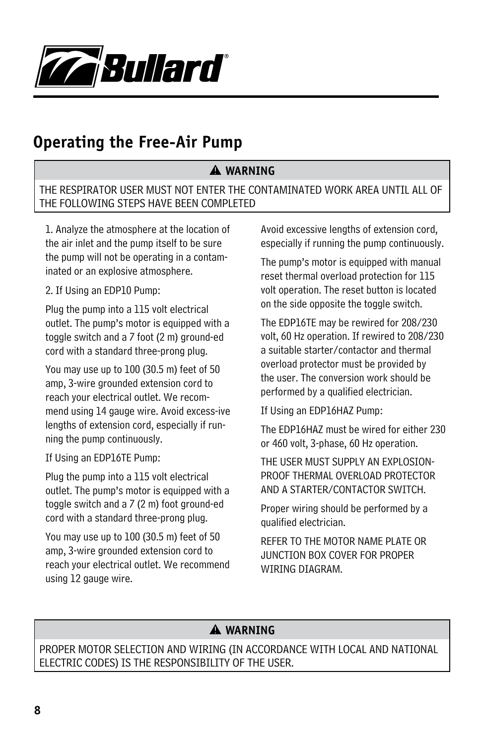# Operating the Free-Air Pump

**⚠ WARNING**

THE RESPIRATOR USER MUST NOT ENTER THE CONTAMINATED WORK AREA UNTIL ALL OF THE FOLLOWING STEPS HAVE BEEN COMPLETED

1. Analyze the atmosphere at the location of the air inlet and the pump itself to be sure the pump will not be operating in a contaminated or an explosive atmosphere.

2. If Using an EDP10 Pump:

Plug the pump into a 115 volt electrical outlet. The pump's motor is equipped with a toggle switch and a 7 foot (2 m) grounded cord with a standard three-prong plug.

You may use up to 100 (30.5 m) feet of 50 amp, 3-wire grounded extension cord to reach your electrical outlet. We recommend using 14 gauge wire. Avoid excessive lengths of extension cord, especially if running the pump continuously.

If Using an EDP16TE Pump:

Plug the pump into a 115 volt electrical outlet. The pump's motor is equipped with a toggle switch and a 7 (2 m) foot grounded cord with a standard three-prong plug.

You may use up to 100 (30.5 m) feet of 50 amp, 3-wire grounded extension cord to reach your electrical outlet. We recommend using 12 gauge wire. Avoid excessive lengths of extension cord, especially if running the pump continuously.

The pump's motor is equipped with manual reset thermal overload protection for 115 volt operation. The reset button is located on the side opposite the toggle switch.

The EDP16TE may be rewired for 208/230 volt, 60 Hz operation. If rewired to 208/230 a suitable starter/contactor and thermal overload protector must be provided by the user. The conversion work should be performed by a qualified electrician.

If Using an EDP16HAZ Pump:

The EDP16HAZ must be wired for either 230 or 460 volt, 3-phase, 60 Hz operation.

THE USER MUST SUPPLY AN EXPLOSION-PROOF THERMAL OVERLOAD PROTECTOR AND A STARTER/CONTACTOR SWITCH.

Proper wiring should be performed by a qualified electrician.

REFER TO THE MOTOR NAME PLATE OR JUNCTION BOX COVER FOR PROPER WIRING DIAGRAM.

**⚠ WARNING**

PROPER MOTOR SELECTION AND WIRING (IN ACCORDANCE WITH LOCAL AND NATIONAL ELECTRIC CODES) IS THE RESPONSIBILITY OF THE USER.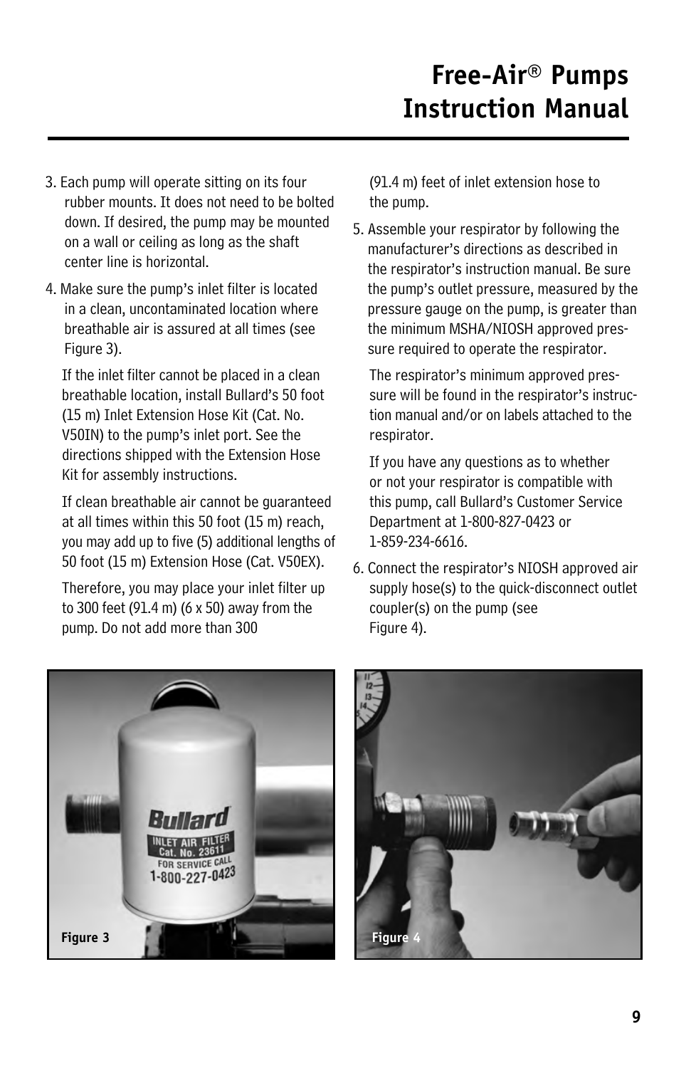# Free-Air® Pumps Instruction Manual

3. Each pump will operate sitting on its four rubber mounts. It does not need to be bolted down. If desired, the pump may be mounted on a wall or ceiling as long as the shaft center line is horizontal.

4. Make sure the pump's inlet filter is located in a clean, uncontaminated location where breathable air is assured at all times (see Figure 3).

   If the inlet filter cannot be placed in a clean breathable location, install Bullard's 50 foot (15 m) Inlet Extension Hose Kit (Cat. No. V50IN) to the pump's inlet port. See the directions shipped with the Extension Hose Kit for assembly instructions.

   If clean breathable air cannot be guaranteed at all times within this 50 foot (15 m) reach, you may add up to five (5) additional lengths of 50 foot (15 m) Extension Hose (Cat. V50EX).

   Therefore, you may place your inlet filter up to 300 feet (91.4 m) (6 x 50) away from the pump. Do not add more than 300 (91.4 m) feet of inlet extension hose to the pump.

5. Assemble your respirator by following the manufacturer's directions as described in the respirator's instruction manual. Be sure the pump's outlet pressure, measured by the pressure gauge on the pump, is greater than the minimum MSHA/NIOSH approved pressure required to operate the respirator.

   The respirator's minimum approved pressure will be found in the respirator's instruction manual and/or on labels attached to the respirator.

   If you have any questions as to whether or not your respirator is compatible with this pump, call Bullard's Customer Service Department at 1-800-827-0423 or 1-859-234-6616.

6. Connect the respirator's NIOSH approved air supply hose(s) to the quick-disconnect outlet coupler(s) on the pump (see Figure 4).

Figure 3

Figure 4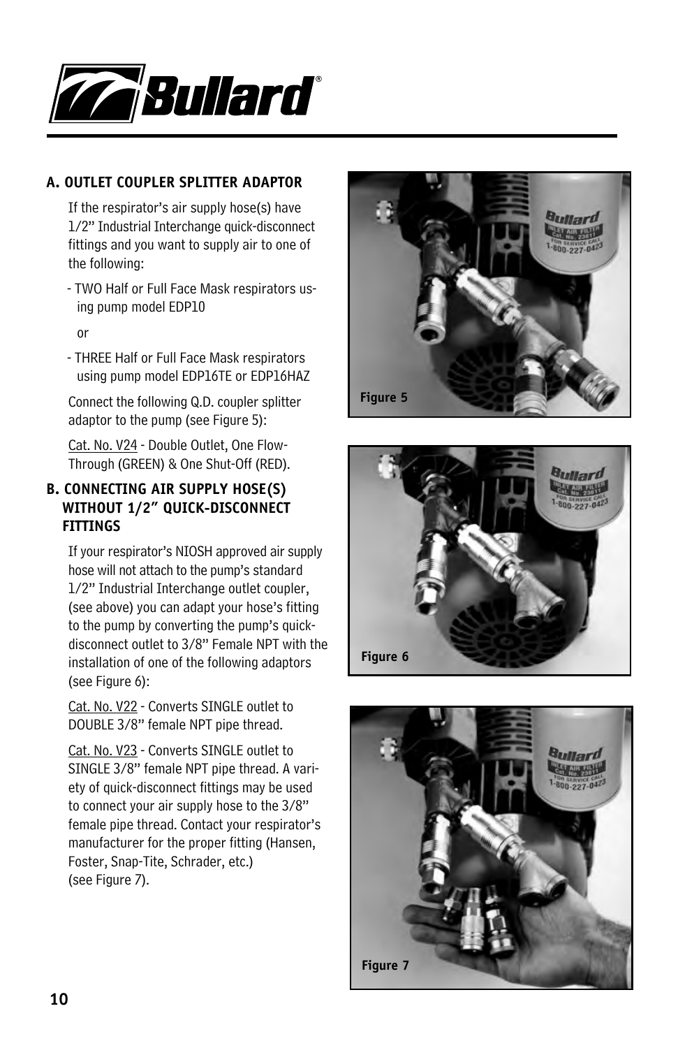### A. OUTLET COUPLER SPLITTER ADAPTOR

If the respirator's air supply hose(s) have 1/2" Industrial Interchange quick-disconnect fittings and you want to supply air to one of the following:

- TWO Half or Full Face Mask respirators using pump model EDP10

  or

- THREE Half or Full Face Mask respirators using pump model EDP16TE or EDP16HAZ

Connect the following Q.D. coupler splitter adaptor to the pump (see Figure 5):

Cat. No. V24 - Double Outlet, One Flow-Through (GREEN) & One Shut-Off (RED).

### B. CONNECTING AIR SUPPLY HOSE(S) WITHOUT 1/2" QUICK-DISCONNECT FITTINGS

If your respirator's NIOSH approved air supply hose will not attach to the pump's standard 1/2" Industrial Interchange outlet coupler, (see above) you can adapt your hose's fitting to the pump by converting the pump's quick-disconnect outlet to 3/8" Female NPT with the installation of one of the following adaptors (see Figure 6):

Cat. No. V22 - Converts SINGLE outlet to DOUBLE 3/8" female NPT pipe thread.

Cat. No. V23 - Converts SINGLE outlet to SINGLE 3/8" female NPT pipe thread. A variety of quick-disconnect fittings may be used to connect your air supply hose to the 3/8" female pipe thread. Contact your respirator's manufacturer for the proper fitting (Hansen, Foster, Snap-Tite, Schrader, etc.) (see Figure 7).

Figure 5

Figure 6

Figure 7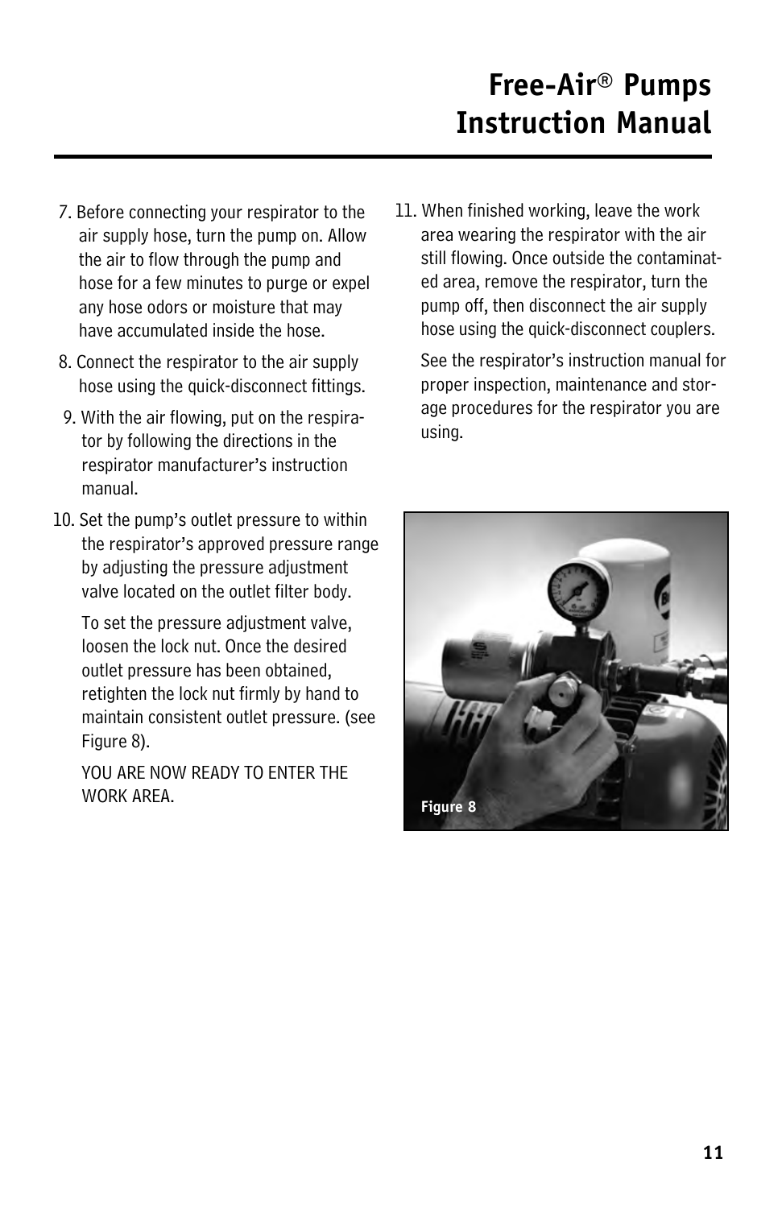7. Before connecting your respirator to the air supply hose, turn the pump on. Allow the air to flow through the pump and hose for a few minutes to purge or expel any hose odors or moisture that may have accumulated inside the hose.

8. Connect the respirator to the air supply hose using the quick-disconnect fittings.

9. With the air flowing, put on the respirator by following the directions in the respirator manufacturer's instruction manual.

10. Set the pump's outlet pressure to within the respirator's approved pressure range by adjusting the pressure adjustment valve located on the outlet filter body.

    To set the pressure adjustment valve, loosen the lock nut. Once the desired outlet pressure has been obtained, retighten the lock nut firmly by hand to maintain consistent outlet pressure. (see Figure 8).

    YOU ARE NOW READY TO ENTER THE WORK AREA.

11. When finished working, leave the work area wearing the respirator with the air still flowing. Once outside the contaminated area, remove the respirator, turn the pump off, then disconnect the air supply hose using the quick-disconnect couplers.

    See the respirator's instruction manual for proper inspection, maintenance and storage procedures for the respirator you are using.

Figure 8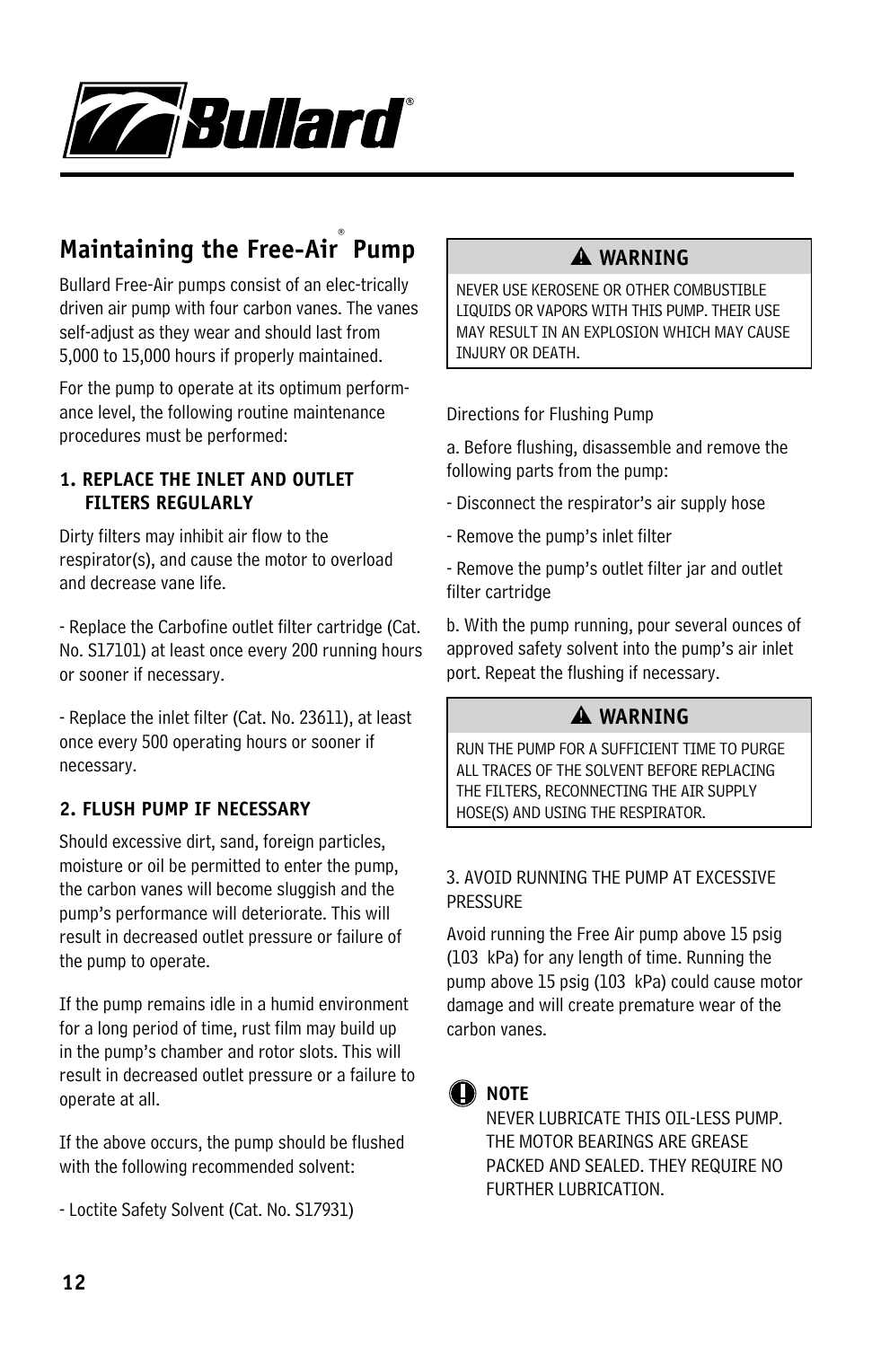## Maintaining the Free-Air® Pump

Bullard Free-Air pumps consist of an elec-trically driven air pump with four carbon vanes. The vanes self-adjust as they wear and should last from 5,000 to 15,000 hours if properly maintained.

For the pump to operate at its optimum perform-ance level, the following routine maintenance procedures must be performed:

### 1. REPLACE THE INLET AND OUTLET FILTERS REGULARLY

Dirty filters may inhibit air flow to the respirator(s), and cause the motor to overload and decrease vane life.

- Replace the Carbofine outlet filter cartridge (Cat. No. S17101) at least once every 200 running hours or sooner if necessary.

- Replace the inlet filter (Cat. No. 23611), at least once every 500 operating hours or sooner if necessary.

### 2. FLUSH PUMP IF NECESSARY

Should excessive dirt, sand, foreign particles, moisture or oil be permitted to enter the pump, the carbon vanes will become sluggish and the pump's performance will deteriorate. This will result in decreased outlet pressure or failure of the pump to operate.

If the pump remains idle in a humid environment for a long period of time, rust film may build up in the pump's chamber and rotor slots. This will result in decreased outlet pressure or a failure to operate at all.

If the above occurs, the pump should be flushed with the following recommended solvent:

- Loctite Safety Solvent (Cat. No. S17931)

> **⚠ WARNING**
>
> NEVER USE KEROSENE OR OTHER COMBUSTIBLE LIQUIDS OR VAPORS WITH THIS PUMP. THEIR USE MAY RESULT IN AN EXPLOSION WHICH MAY CAUSE INJURY OR DEATH.

Directions for Flushing Pump

a. Before flushing, disassemble and remove the following parts from the pump:

- Disconnect the respirator's air supply hose

- Remove the pump's inlet filter

- Remove the pump's outlet filter jar and outlet filter cartridge

b. With the pump running, pour several ounces of approved safety solvent into the pump's air inlet port. Repeat the flushing if necessary.

> **⚠ WARNING**
>
> RUN THE PUMP FOR A SUFFICIENT TIME TO PURGE ALL TRACES OF THE SOLVENT BEFORE REPLACING THE FILTERS, RECONNECTING THE AIR SUPPLY HOSE(S) AND USING THE RESPIRATOR.

3. AVOID RUNNING THE PUMP AT EXCESSIVE PRESSURE

Avoid running the Free Air pump above 15 psig (103 kPa) for any length of time. Running the pump above 15 psig (103 kPa) could cause motor damage and will create premature wear of the carbon vanes.

> **NOTE**
>
> NEVER LUBRICATE THIS OIL-LESS PUMP. THE MOTOR BEARINGS ARE GREASE PACKED AND SEALED. THEY REQUIRE NO FURTHER LUBRICATION.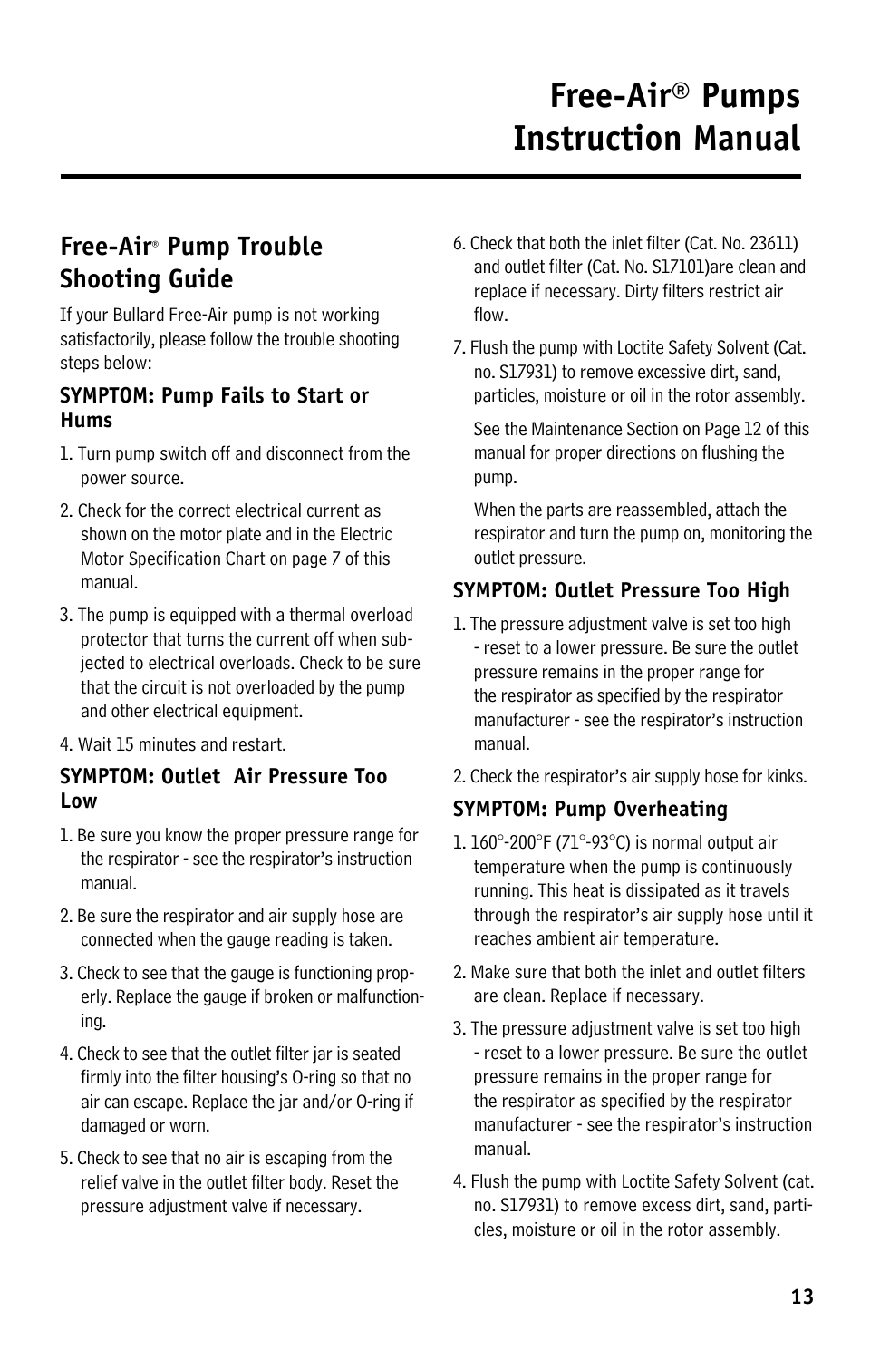# Free-Air® Pumps Instruction Manual

## Free-Air® Pump Trouble Shooting Guide

If your Bullard Free-Air pump is not working satisfactorily, please follow the trouble shooting steps below:

### SYMPTOM: Pump Fails to Start or Hums

1. Turn pump switch off and disconnect from the power source.
2. Check for the correct electrical current as shown on the motor plate and in the Electric Motor Specification Chart on page 7 of this manual.
3. The pump is equipped with a thermal overload protector that turns the current off when subjected to electrical overloads. Check to be sure that the circuit is not overloaded by the pump and other electrical equipment.
4. Wait 15 minutes and restart.

### SYMPTOM: Outlet Air Pressure Too Low

1. Be sure you know the proper pressure range for the respirator - see the respirator's instruction manual.
2. Be sure the respirator and air supply hose are connected when the gauge reading is taken.
3. Check to see that the gauge is functioning properly. Replace the gauge if broken or malfunctioning.
4. Check to see that the outlet filter jar is seated firmly into the filter housing's O-ring so that no air can escape. Replace the jar and/or O-ring if damaged or worn.
5. Check to see that no air is escaping from the relief valve in the outlet filter body. Reset the pressure adjustment valve if necessary.
6. Check that both the inlet filter (Cat. No. 23611) and outlet filter (Cat. No. S17101)are clean and replace if necessary. Dirty filters restrict air flow.
7. Flush the pump with Loctite Safety Solvent (Cat. no. S17931) to remove excessive dirt, sand, particles, moisture or oil in the rotor assembly.

   See the Maintenance Section on Page 12 of this manual for proper directions on flushing the pump.

   When the parts are reassembled, attach the respirator and turn the pump on, monitoring the outlet pressure.

### SYMPTOM: Outlet Pressure Too High

1. The pressure adjustment valve is set too high - reset to a lower pressure. Be sure the outlet pressure remains in the proper range for the respirator as specified by the respirator manufacturer - see the respirator's instruction manual.
2. Check the respirator's air supply hose for kinks.

### SYMPTOM: Pump Overheating

1. 160°-200°F (71°-93°C) is normal output air temperature when the pump is continuously running. This heat is dissipated as it travels through the respirator's air supply hose until it reaches ambient air temperature.
2. Make sure that both the inlet and outlet filters are clean. Replace if necessary.
3. The pressure adjustment valve is set too high - reset to a lower pressure. Be sure the outlet pressure remains in the proper range for the respirator as specified by the respirator manufacturer - see the respirator's instruction manual.
4. Flush the pump with Loctite Safety Solvent (cat. no. S17931) to remove excess dirt, sand, particles, moisture or oil in the rotor assembly.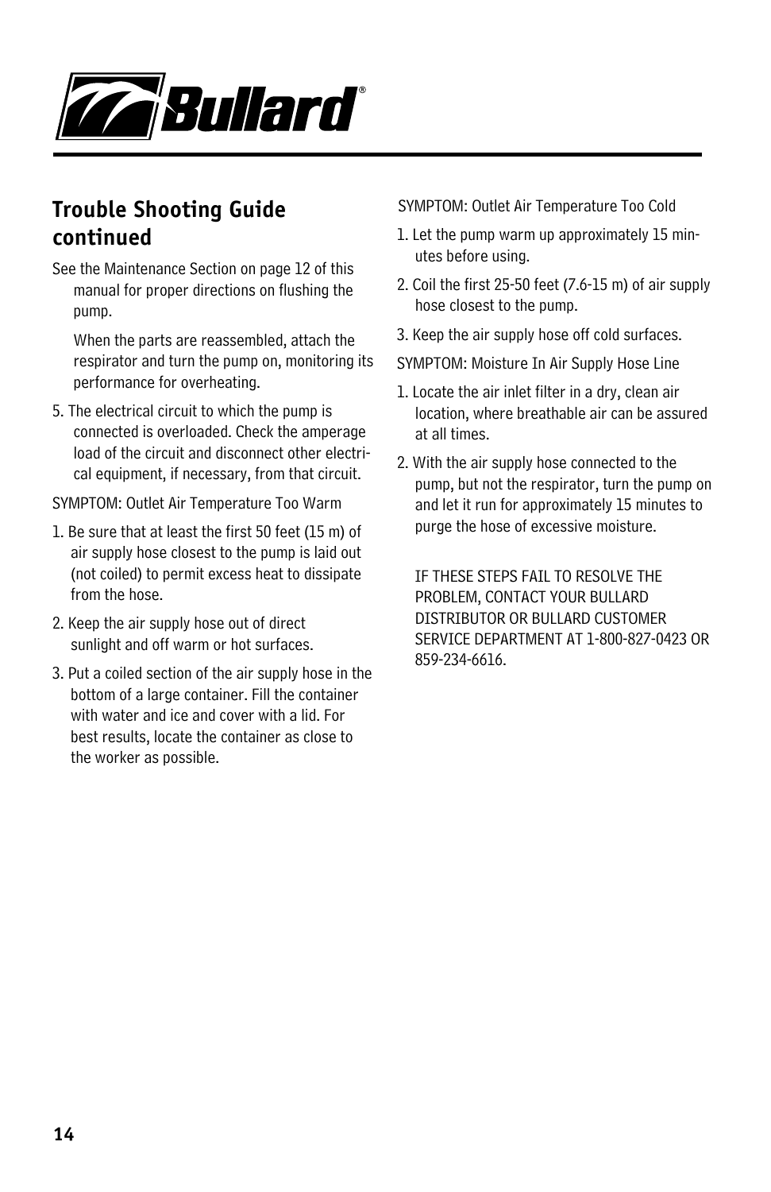## Trouble Shooting Guide continued

See the Maintenance Section on page 12 of this manual for proper directions on flushing the pump.

When the parts are reassembled, attach the respirator and turn the pump on, monitoring its performance for overheating.

5. The electrical circuit to which the pump is connected is overloaded. Check the amperage load of the circuit and disconnect other electrical equipment, if necessary, from that circuit.

SYMPTOM: Outlet Air Temperature Too Warm

1. Be sure that at least the first 50 feet (15 m) of air supply hose closest to the pump is laid out (not coiled) to permit excess heat to dissipate from the hose.
2. Keep the air supply hose out of direct sunlight and off warm or hot surfaces.
3. Put a coiled section of the air supply hose in the bottom of a large container. Fill the container with water and ice and cover with a lid. For best results, locate the container as close to the worker as possible.

SYMPTOM: Outlet Air Temperature Too Cold

1. Let the pump warm up approximately 15 minutes before using.
2. Coil the first 25-50 feet (7.6-15 m) of air supply hose closest to the pump.
3. Keep the air supply hose off cold surfaces.

SYMPTOM: Moisture In Air Supply Hose Line

1. Locate the air inlet filter in a dry, clean air location, where breathable air can be assured at all times.
2. With the air supply hose connected to the pump, but not the respirator, turn the pump on and let it run for approximately 15 minutes to purge the hose of excessive moisture.

IF THESE STEPS FAIL TO RESOLVE THE PROBLEM, CONTACT YOUR BULLARD DISTRIBUTOR OR BULLARD CUSTOMER SERVICE DEPARTMENT AT 1-800-827-0423 OR 859-234-6616.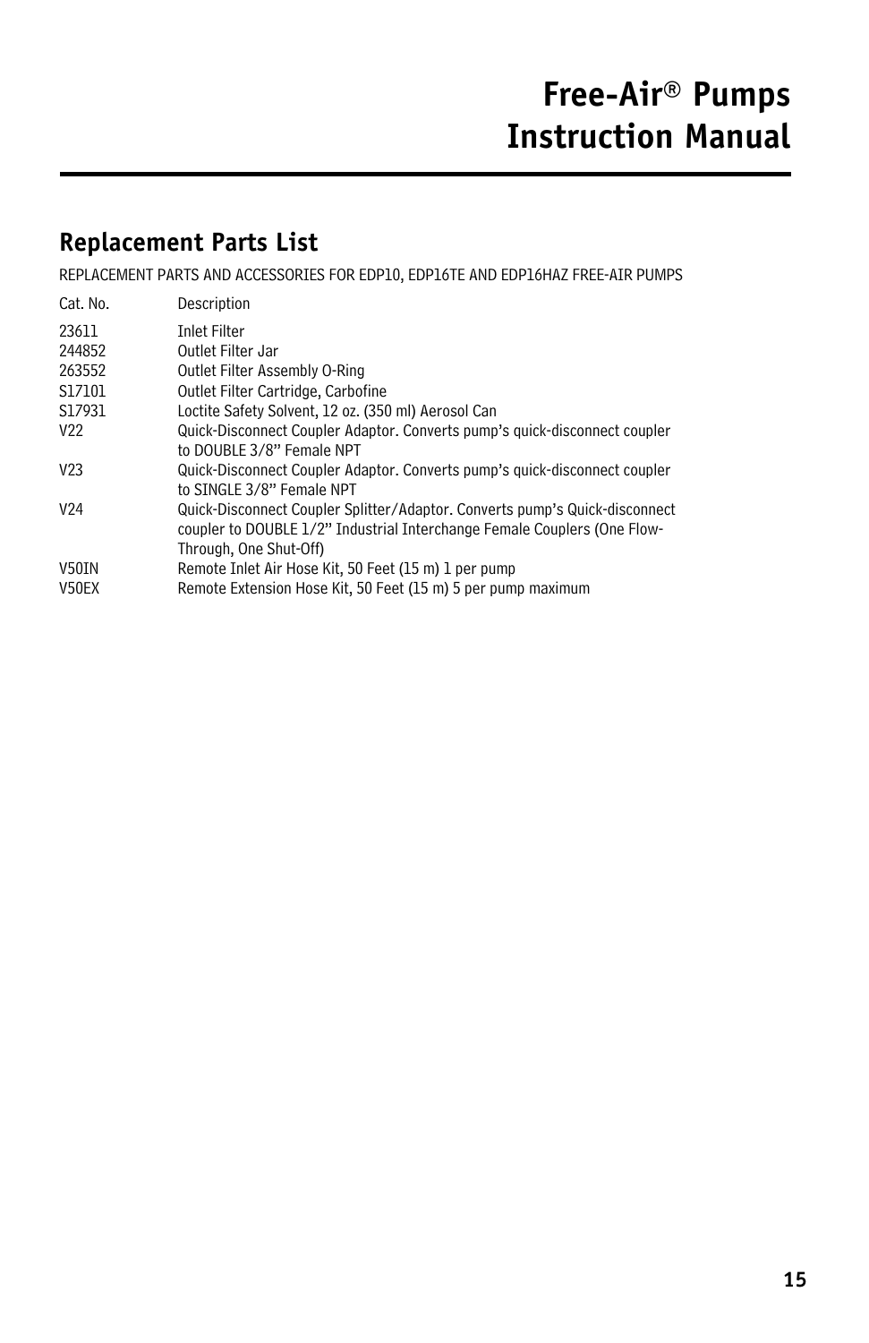## Replacement Parts List

REPLACEMENT PARTS AND ACCESSORIES FOR EDP10, EDP16TE AND EDP16HAZ FREE-AIR PUMPS

| Cat. No. | Description |
|---|---|
| 23611 | Inlet Filter |
| 244852 | Outlet Filter Jar |
| 263552 | Outlet Filter Assembly O-Ring |
| S17101 | Outlet Filter Cartridge, Carbofine |
| S17931 | Loctite Safety Solvent, 12 oz. (350 ml) Aerosol Can |
| V22 | Quick-Disconnect Coupler Adaptor. Converts pump's quick-disconnect coupler to DOUBLE 3/8" Female NPT |
| V23 | Quick-Disconnect Coupler Adaptor. Converts pump's quick-disconnect coupler to SINGLE 3/8" Female NPT |
| V24 | Quick-Disconnect Coupler Splitter/Adaptor. Converts pump's Quick-disconnect coupler to DOUBLE 1/2" Industrial Interchange Female Couplers (One Flow-Through, One Shut-Off) |
| V50IN | Remote Inlet Air Hose Kit, 50 Feet (15 m) 1 per pump |
| V50EX | Remote Extension Hose Kit, 50 Feet (15 m) 5 per pump maximum |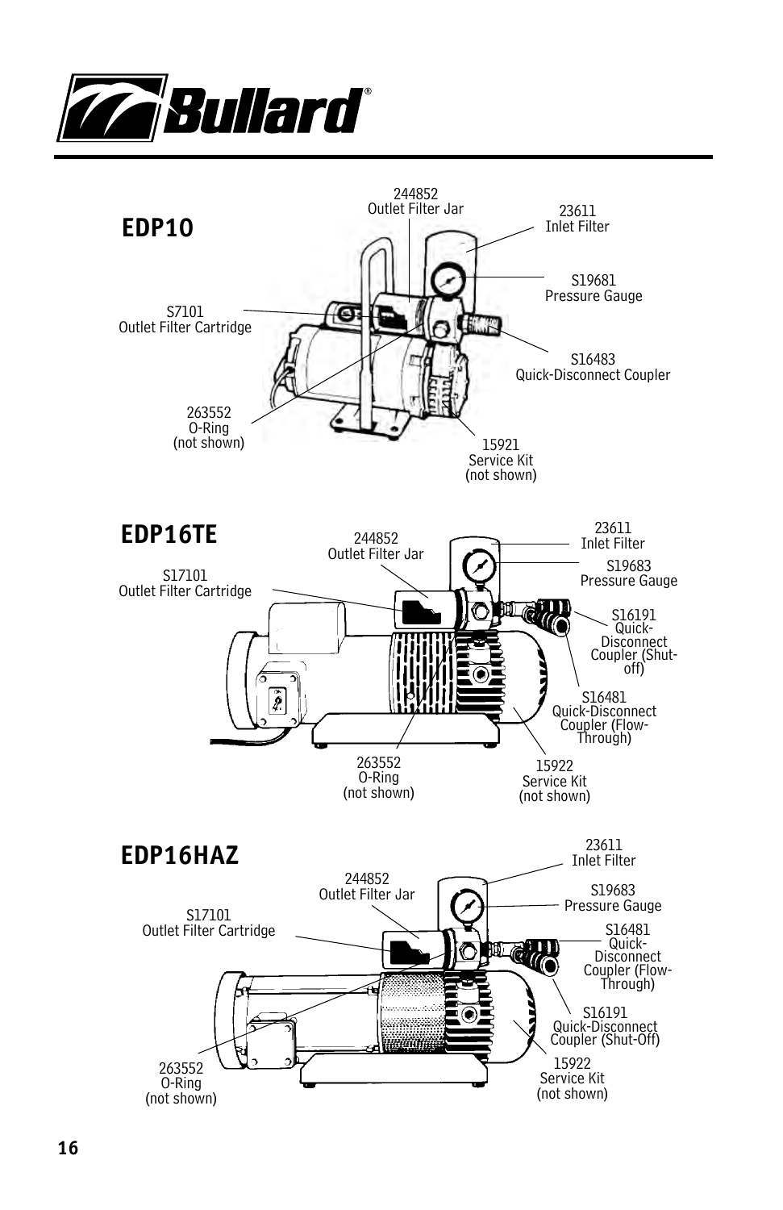## EDP10

244852
Outlet Filter Jar

23611
Inlet Filter

S19681
Pressure Gauge

S7101
Outlet Filter Cartridge

S16483
Quick-Disconnect Coupler

263552
O-Ring
(not shown)

15921
Service Kit
(not shown)

## EDP16TE

244852
Outlet Filter Jar

23611
Inlet Filter

S19683
Pressure Gauge

S17101
Outlet Filter Cartridge

S16191
Quick-Disconnect Coupler (Shut-off)

S16481
Quick-Disconnect Coupler (Flow-Through)

263552
O-Ring
(not shown)

15922
Service Kit
(not shown)

## EDP16HAZ

23611
Inlet Filter

244852
Outlet Filter Jar

S19683
Pressure Gauge

S17101
Outlet Filter Cartridge

S16481
Quick-Disconnect Coupler (Flow-Through)

S16191
Quick-Disconnect Coupler (Shut-Off)

263552
O-Ring
(not shown)

15922
Service Kit
(not shown)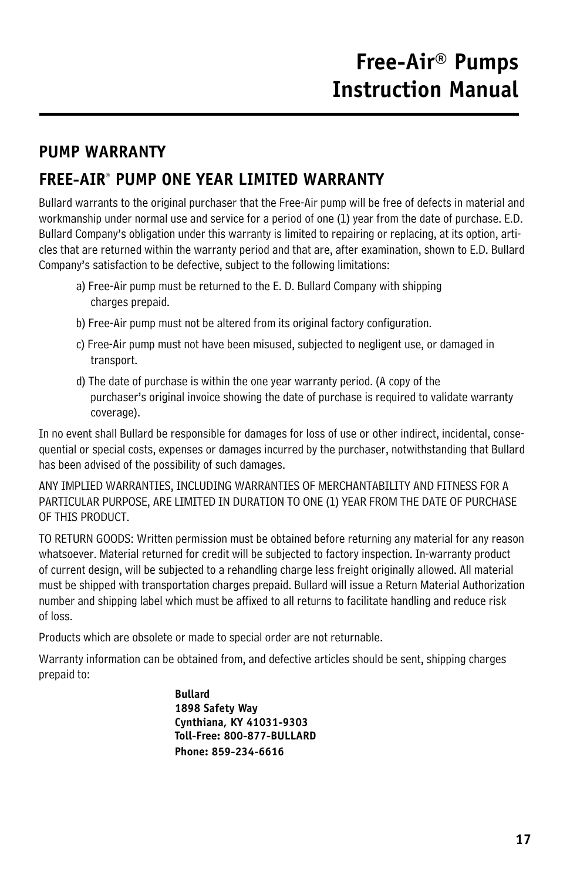# Free-Air® Pumps Instruction Manual

## PUMP WARRANTY

## FREE-AIR® PUMP ONE YEAR LIMITED WARRANTY

Bullard warrants to the original purchaser that the Free-Air pump will be free of defects in material and workmanship under normal use and service for a period of one (1) year from the date of purchase. E.D. Bullard Company's obligation under this warranty is limited to repairing or replacing, at its option, articles that are returned within the warranty period and that are, after examination, shown to E.D. Bullard Company's satisfaction to be defective, subject to the following limitations:

a) Free-Air pump must be returned to the E. D. Bullard Company with shipping charges prepaid.

b) Free-Air pump must not be altered from its original factory configuration.

c) Free-Air pump must not have been misused, subjected to negligent use, or damaged in transport.

d) The date of purchase is within the one year warranty period. (A copy of the purchaser's original invoice showing the date of purchase is required to validate warranty coverage).

In no event shall Bullard be responsible for damages for loss of use or other indirect, incidental, consequential or special costs, expenses or damages incurred by the purchaser, notwithstanding that Bullard has been advised of the possibility of such damages.

ANY IMPLIED WARRANTIES, INCLUDING WARRANTIES OF MERCHANTABILITY AND FITNESS FOR A PARTICULAR PURPOSE, ARE LIMITED IN DURATION TO ONE (1) YEAR FROM THE DATE OF PURCHASE OF THIS PRODUCT.

TO RETURN GOODS: Written permission must be obtained before returning any material for any reason whatsoever. Material returned for credit will be subjected to factory inspection. In-warranty product of current design, will be subjected to a rehandling charge less freight originally allowed. All material must be shipped with transportation charges prepaid. Bullard will issue a Return Material Authorization number and shipping label which must be affixed to all returns to facilitate handling and reduce risk of loss.

Products which are obsolete or made to special order are not returnable.

Warranty information can be obtained from, and defective articles should be sent, shipping charges prepaid to:

**Bullard**
**1898 Safety Way**
**Cynthiana, KY 41031-9303**
**Toll-Free: 800-877-BULLARD**
**Phone: 859-234-6616**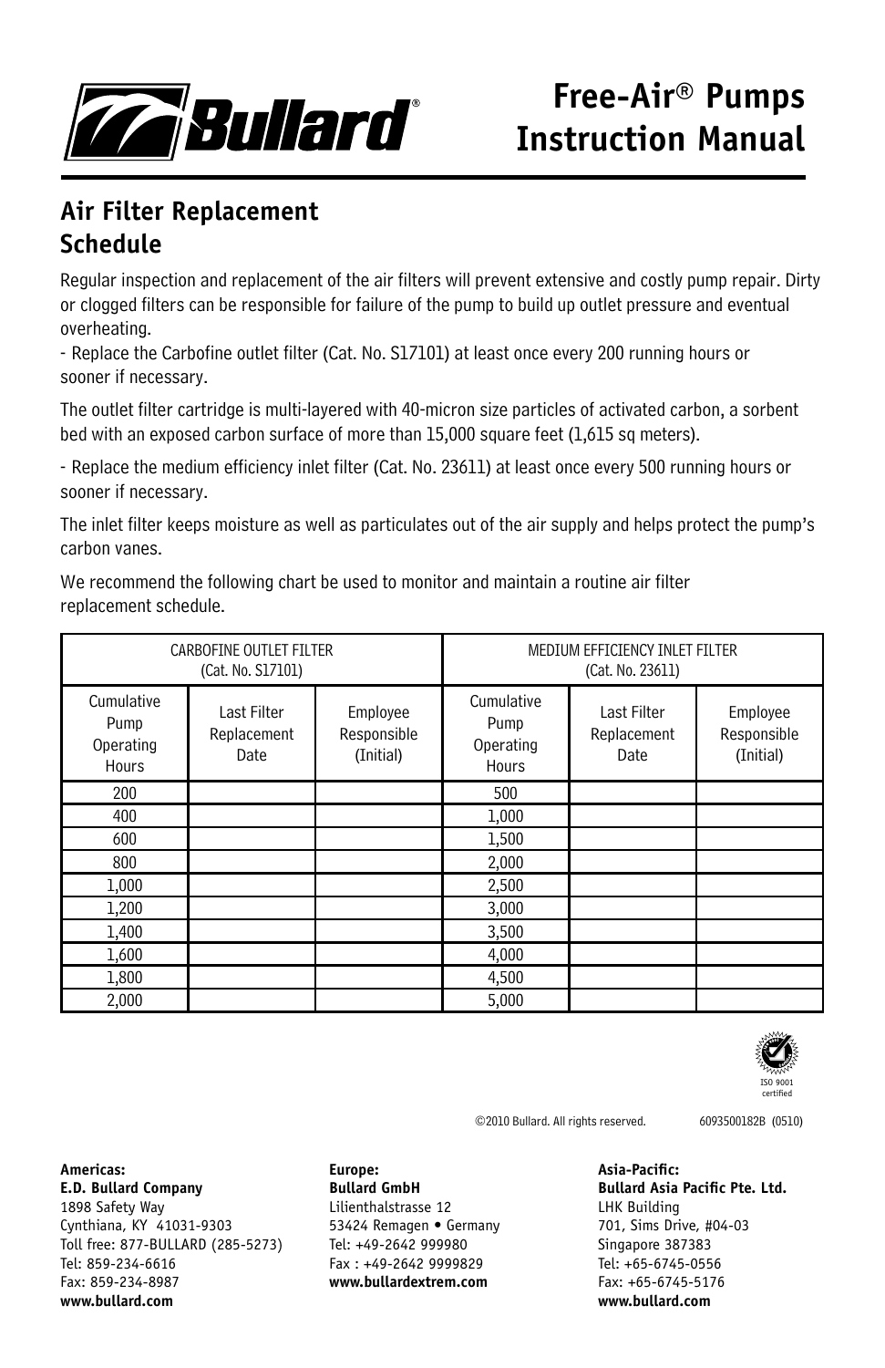# Free-Air® Pumps Instruction Manual

## Air Filter Replacement Schedule

Regular inspection and replacement of the air filters will prevent extensive and costly pump repair. Dirty or clogged filters can be responsible for failure of the pump to build up outlet pressure and eventual overheating.

- Replace the Carbofine outlet filter (Cat. No. S17101) at least once every 200 running hours or sooner if necessary.

The outlet filter cartridge is multi-layered with 40-micron size particles of activated carbon, a sorbent bed with an exposed carbon surface of more than 15,000 square feet (1,615 sq meters).

- Replace the medium efficiency inlet filter (Cat. No. 23611) at least once every 500 running hours or sooner if necessary.

The inlet filter keeps moisture as well as particulates out of the air supply and helps protect the pump's carbon vanes.

We recommend the following chart be used to monitor and maintain a routine air filter replacement schedule.

| CARBOFINE OUTLET FILTER (Cat. No. S17101) | | | MEDIUM EFFICIENCY INLET FILTER (Cat. No. 23611) | | |
|---|---|---|---|---|---|
| Cumulative Pump Operating Hours | Last Filter Replacement Date | Employee Responsible (Initial) | Cumulative Pump Operating Hours | Last Filter Replacement Date | Employee Responsible (Initial) |
| 200 | | | 500 | | |
| 400 | | | 1,000 | | |
| 600 | | | 1,500 | | |
| 800 | | | 2,000 | | |
| 1,000 | | | 2,500 | | |
| 1,200 | | | 3,000 | | |
| 1,400 | | | 3,500 | | |
| 1,600 | | | 4,000 | | |
| 1,800 | | | 4,500 | | |
| 2,000 | | | 5,000 | | |

ISO 9001 certified

©2010 Bullard. All rights reserved. 6093500182B (0510)

**Americas:**
**E.D. Bullard Company**
1898 Safety Way
Cynthiana, KY 41031-9303
Toll free: 877-BULLARD (285-5273)
Tel: 859-234-6616
Fax: 859-234-8987
**www.bullard.com**

**Europe:**
**Bullard GmbH**
Lilienthalstrasse 12
53424 Remagen • Germany
Tel: +49-2642 999980
Fax : +49-2642 9999829
**www.bullardextrem.com**

**Asia-Pacific:**
**Bullard Asia Pacific Pte. Ltd.**
LHK Building
701, Sims Drive, #04-03
Singapore 387383
Tel: +65-6745-0556
Fax: +65-6745-5176
**www.bullard.com**